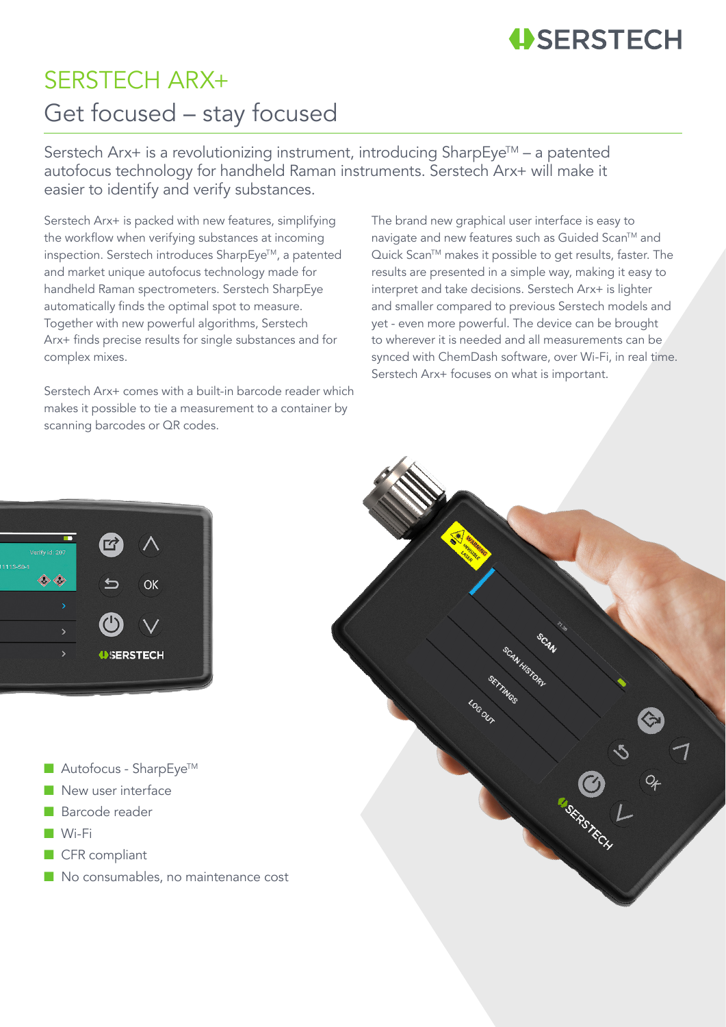# SERSTECH ARX+

## Get focused – stay focused

Serstech Arx+ is a revolutionizing instrument, introducing SharpEye™ – a patented autofocus technology for handheld Raman instruments. Serstech Arx+ will make it easier to identify and verify substances.

Serstech Arx+ is packed with new features, simplifying the workflow when verifying substances at incoming inspection. Serstech introduces SharpEye™, a patented and market unique autofocus technology made for handheld Raman spectrometers. Serstech SharpEye automatically finds the optimal spot to measure. Together with new powerful algorithms, Serstech Arx+ finds precise results for single substances and for complex mixes.

Serstech Arx+ comes with a built-in barcode reader which makes it possible to tie a measurement to a container by scanning barcodes or QR codes.

The brand new graphical user interface is easy to navigate and new features such as Guided Scan™ and Quick Scan™ makes it possible to get results, faster. The results are presented in a simple way, making it easy to interpret and take decisions. Serstech Arx+ is lighter and smaller compared to previous Serstech models and yet - even more powerful. The device can be brought to wherever it is needed and all measurements can be synced with ChemDash software, over Wi-Fi, in real time. Serstech Arx+ focuses on what is important.

- Autofocus - SharpEye™
- New user interface
- Barcode reader
- Wi-Fi
- CFR compliant
- No consumables, no maintenance cost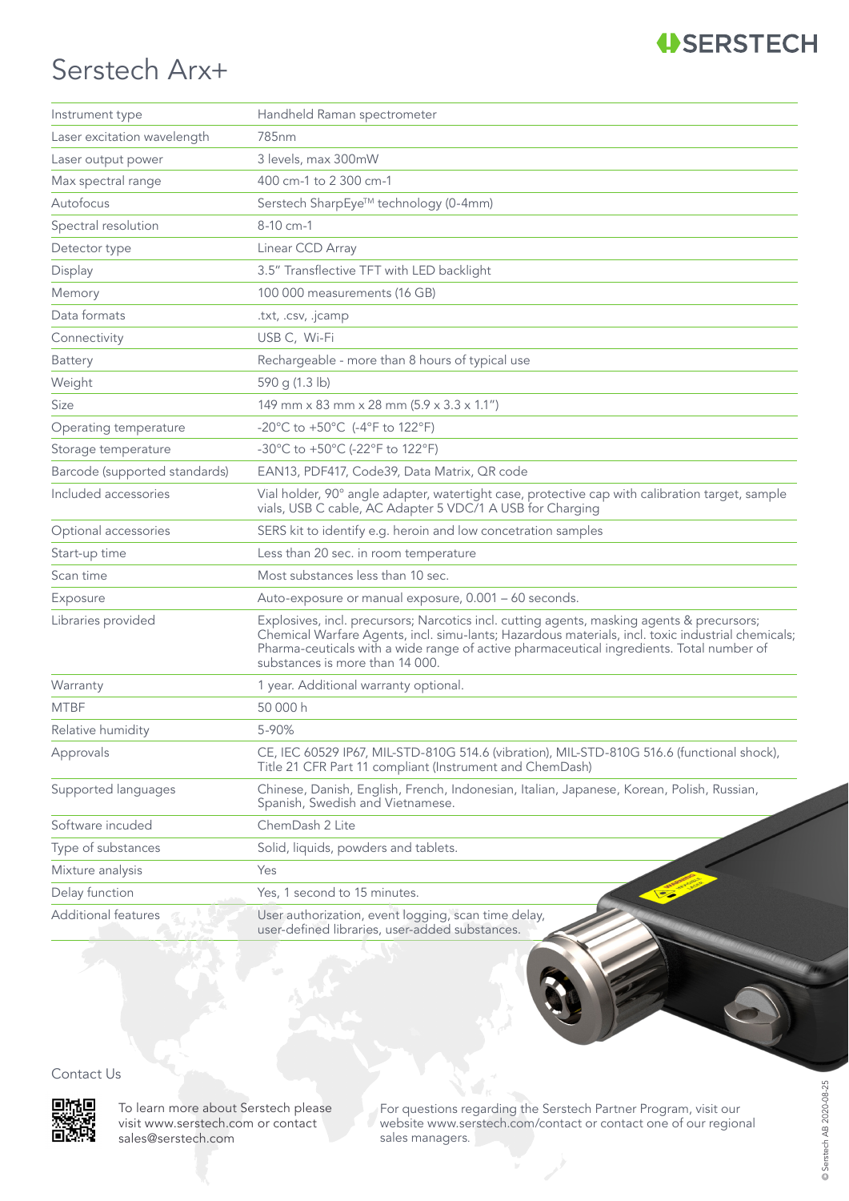# Serstech Arx+

| | |
|---|---|
| Instrument type | Handheld Raman spectrometer |
| Laser excitation wavelength | 785nm |
| Laser output power | 3 levels, max 300mW |
| Max spectral range | 400 cm-1 to 2 300 cm-1 |
| Autofocus | Serstech SharpEye™ technology (0-4mm) |
| Spectral resolution | 8-10 cm-1 |
| Detector type | Linear CCD Array |
| Display | 3.5" Transflective TFT with LED backlight |
| Memory | 100 000 measurements (16 GB) |
| Data formats | .txt, .csv, .jcamp |
| Connectivity | USB C, Wi-Fi |
| Battery | Rechargeable - more than 8 hours of typical use |
| Weight | 590 g (1.3 lb) |
| Size | 149 mm x 83 mm x 28 mm (5.9 x 3.3 x 1.1") |
| Operating temperature | -20°C to +50°C (-4°F to 122°F) |
| Storage temperature | -30°C to +50°C (-22°F to 122°F) |
| Barcode (supported standards) | EAN13, PDF417, Code39, Data Matrix, QR code |
| Included accessories | Vial holder, 90° angle adapter, watertight case, protective cap with calibration target, sample vials, USB C cable, AC Adapter 5 VDC/1 A USB for Charging |
| Optional accessories | SERS kit to identify e.g. heroin and low concetration samples |
| Start-up time | Less than 20 sec. in room temperature |
| Scan time | Most substances less than 10 sec. |
| Exposure | Auto-exposure or manual exposure, 0.001 – 60 seconds. |
| Libraries provided | Explosives, incl. precursors; Narcotics incl. cutting agents, masking agents & precursors; Chemical Warfare Agents, incl. simu-lants; Hazardous materials, incl. toxic industrial chemicals; Pharma-ceuticals with a wide range of active pharmaceutical ingredients. Total number of substances is more than 14 000. |
| Warranty | 1 year. Additional warranty optional. |
| MTBF | 50 000 h |
| Relative humidity | 5-90% |
| Approvals | CE, IEC 60529 IP67, MIL-STD-810G 514.6 (vibration), MIL-STD-810G 516.6 (functional shock), Title 21 CFR Part 11 compliant (Instrument and ChemDash) |
| Supported languages | Chinese, Danish, English, French, Indonesian, Italian, Japanese, Korean, Polish, Russian, Spanish, Swedish and Vietnamese. |
| Software incuded | ChemDash 2 Lite |
| Type of substances | Solid, liquids, powders and tablets. |
| Mixture analysis | Yes |
| Delay function | Yes, 1 second to 15 minutes. |
| Additional features | User authorization, event logging, scan time delay, user-defined libraries, user-added substances. |

## Contact Us

To learn more about Serstech please visit www.serstech.com or contact sales@serstech.com

For questions regarding the Serstech Partner Program, visit our website www.serstech.com/contact or contact one of our regional sales managers.

© Serstech AB 2020-08-25